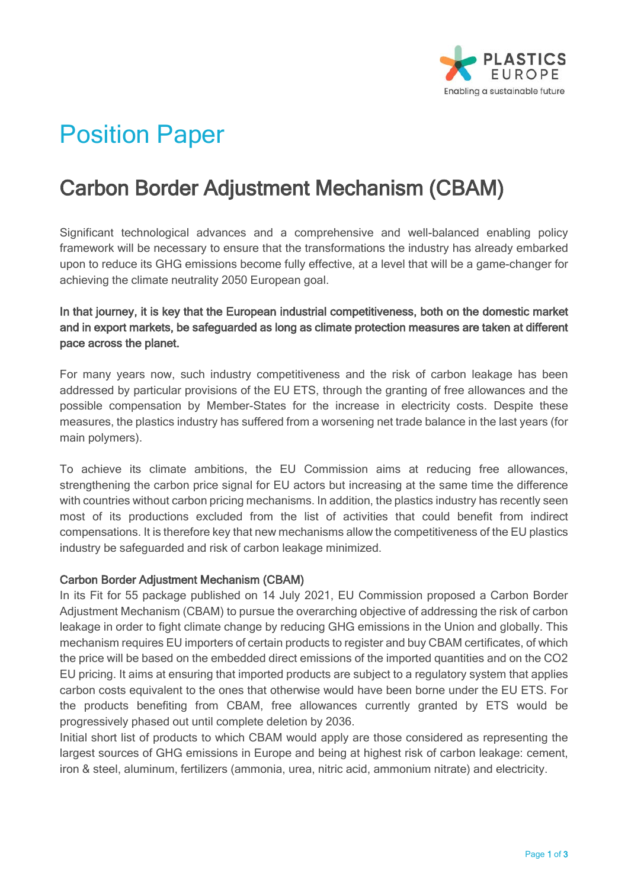# Position Paper

## Carbon Border Adjustment Mechanism (CBAM)

Significant technological advances and a comprehensive and well-balanced enabling policy framework will be necessary to ensure that the transformations the industry has already embarked upon to reduce its GHG emissions become fully effective, at a level that will be a game-changer for achieving the climate neutrality 2050 European goal.

**In that journey, it is key that the European industrial competitiveness, both on the domestic market and in export markets, be safeguarded as long as climate protection measures are taken at different pace across the planet.**

For many years now, such industry competitiveness and the risk of carbon leakage has been addressed by particular provisions of the EU ETS, through the granting of free allowances and the possible compensation by Member-States for the increase in electricity costs. Despite these measures, the plastics industry has suffered from a worsening net trade balance in the last years (for main polymers).

To achieve its climate ambitions, the EU Commission aims at reducing free allowances, strengthening the carbon price signal for EU actors but increasing at the same time the difference with countries without carbon pricing mechanisms. In addition, the plastics industry has recently seen most of its productions excluded from the list of activities that could benefit from indirect compensations. It is therefore key that new mechanisms allow the competitiveness of the EU plastics industry be safeguarded and risk of carbon leakage minimized.

### Carbon Border Adjustment Mechanism (CBAM)

In its Fit for 55 package published on 14 July 2021, EU Commission proposed a Carbon Border Adjustment Mechanism (CBAM) to pursue the overarching objective of addressing the risk of carbon leakage in order to fight climate change by reducing GHG emissions in the Union and globally. This mechanism requires EU importers of certain products to register and buy CBAM certificates, of which the price will be based on the embedded direct emissions of the imported quantities and on the CO2 EU pricing. It aims at ensuring that imported products are subject to a regulatory system that applies carbon costs equivalent to the ones that otherwise would have been borne under the EU ETS. For the products benefiting from CBAM, free allowances currently granted by ETS would be progressively phased out until complete deletion by 2036.

Initial short list of products to which CBAM would apply are those considered as representing the largest sources of GHG emissions in Europe and being at highest risk of carbon leakage: cement, iron & steel, aluminum, fertilizers (ammonia, urea, nitric acid, ammonium nitrate) and electricity.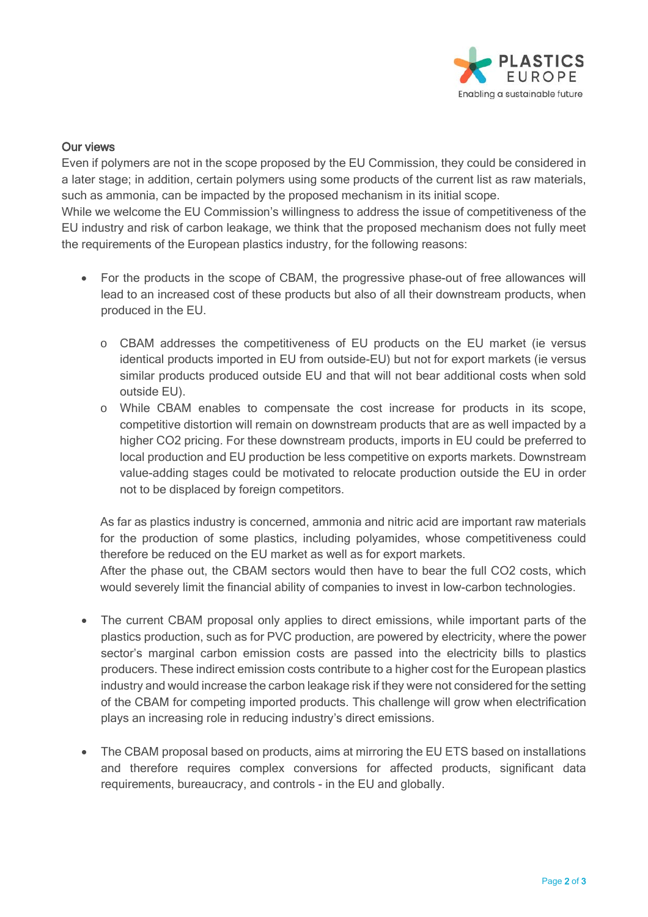## Our views

Even if polymers are not in the scope proposed by the EU Commission, they could be considered in a later stage; in addition, certain polymers using some products of the current list as raw materials, such as ammonia, can be impacted by the proposed mechanism in its initial scope.
While we welcome the EU Commission's willingness to address the issue of competitiveness of the EU industry and risk of carbon leakage, we think that the proposed mechanism does not fully meet the requirements of the European plastics industry, for the following reasons:

- For the products in the scope of CBAM, the progressive phase-out of free allowances will lead to an increased cost of these products but also of all their downstream products, when produced in the EU.

  - CBAM addresses the competitiveness of EU products on the EU market (ie versus identical products imported in EU from outside-EU) but not for export markets (ie versus similar products produced outside EU and that will not bear additional costs when sold outside EU).
  - While CBAM enables to compensate the cost increase for products in its scope, competitive distortion will remain on downstream products that are as well impacted by a higher $CO_2$ pricing. For these downstream products, imports in EU could be preferred to local production and EU production be less competitive on exports markets. Downstream value-adding stages could be motivated to relocate production outside the EU in order not to be displaced by foreign competitors.

  As far as plastics industry is concerned, ammonia and nitric acid are important raw materials for the production of some plastics, including polyamides, whose competitiveness could therefore be reduced on the EU market as well as for export markets.
  After the phase out, the CBAM sectors would then have to bear the full $CO_2$ costs, which would severely limit the financial ability of companies to invest in low-carbon technologies.

- The current CBAM proposal only applies to direct emissions, while important parts of the plastics production, such as for PVC production, are powered by electricity, where the power sector's marginal carbon emission costs are passed into the electricity bills to plastics producers. These indirect emission costs contribute to a higher cost for the European plastics industry and would increase the carbon leakage risk if they were not considered for the setting of the CBAM for competing imported products. This challenge will grow when electrification plays an increasing role in reducing industry's direct emissions.

- The CBAM proposal based on products, aims at mirroring the EU ETS based on installations and therefore requires complex conversions for affected products, significant data requirements, bureaucracy, and controls - in the EU and globally.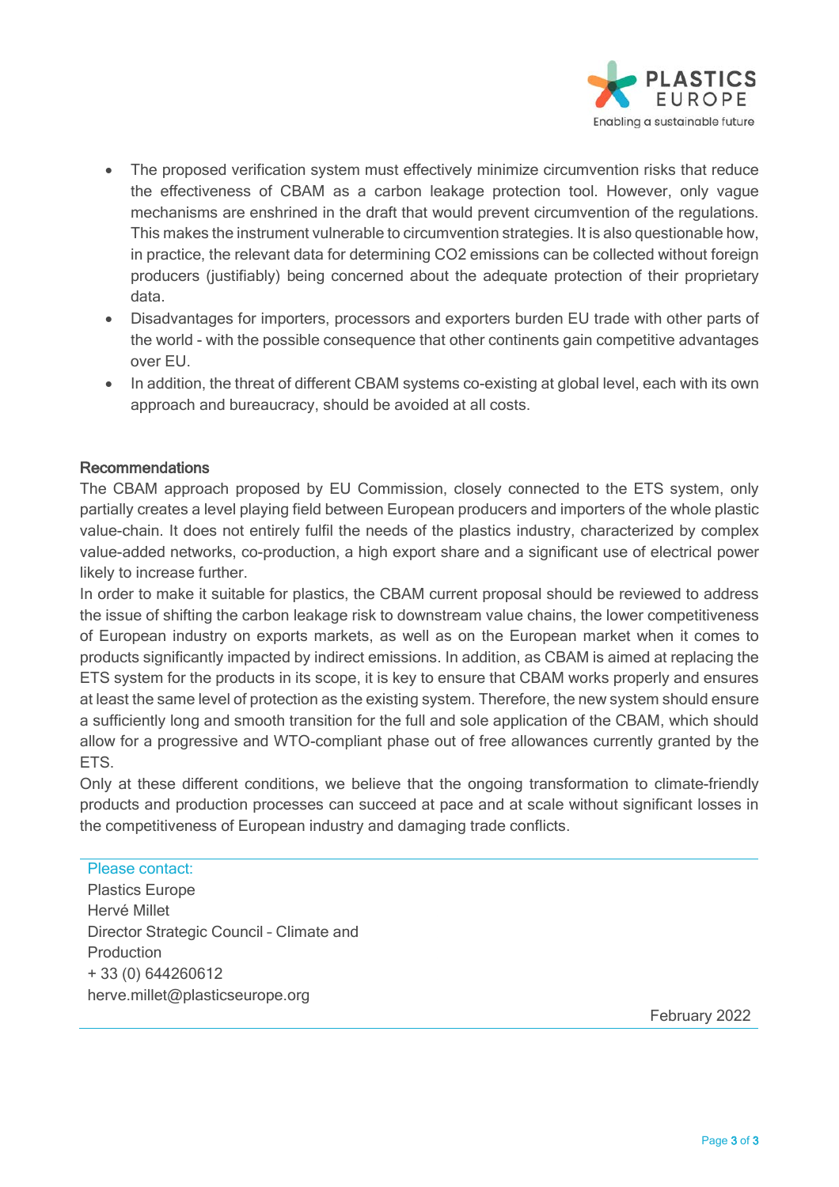- The proposed verification system must effectively minimize circumvention risks that reduce the effectiveness of CBAM as a carbon leakage protection tool. However, only vague mechanisms are enshrined in the draft that would prevent circumvention of the regulations. This makes the instrument vulnerable to circumvention strategies. It is also questionable how, in practice, the relevant data for determining CO2 emissions can be collected without foreign producers (justifiably) being concerned about the adequate protection of their proprietary data.
- Disadvantages for importers, processors and exporters burden EU trade with other parts of the world - with the possible consequence that other continents gain competitive advantages over EU.
- In addition, the threat of different CBAM systems co-existing at global level, each with its own approach and bureaucracy, should be avoided at all costs.

## Recommendations

The CBAM approach proposed by EU Commission, closely connected to the ETS system, only partially creates a level playing field between European producers and importers of the whole plastic value-chain. It does not entirely fulfil the needs of the plastics industry, characterized by complex value-added networks, co-production, a high export share and a significant use of electrical power likely to increase further.

In order to make it suitable for plastics, the CBAM current proposal should be reviewed to address the issue of shifting the carbon leakage risk to downstream value chains, the lower competitiveness of European industry on exports markets, as well as on the European market when it comes to products significantly impacted by indirect emissions. In addition, as CBAM is aimed at replacing the ETS system for the products in its scope, it is key to ensure that CBAM works properly and ensures at least the same level of protection as the existing system. Therefore, the new system should ensure a sufficiently long and smooth transition for the full and sole application of the CBAM, which should allow for a progressive and WTO-compliant phase out of free allowances currently granted by the ETS.

Only at these different conditions, we believe that the ongoing transformation to climate-friendly products and production processes can succeed at pace and at scale without significant losses in the competitiveness of European industry and damaging trade conflicts.

---

Please contact:
Plastics Europe
Hervé Millet
Director Strategic Council – Climate and Production
+ 33 (0) 644260612
herve.millet@plasticseurope.org

February 2022